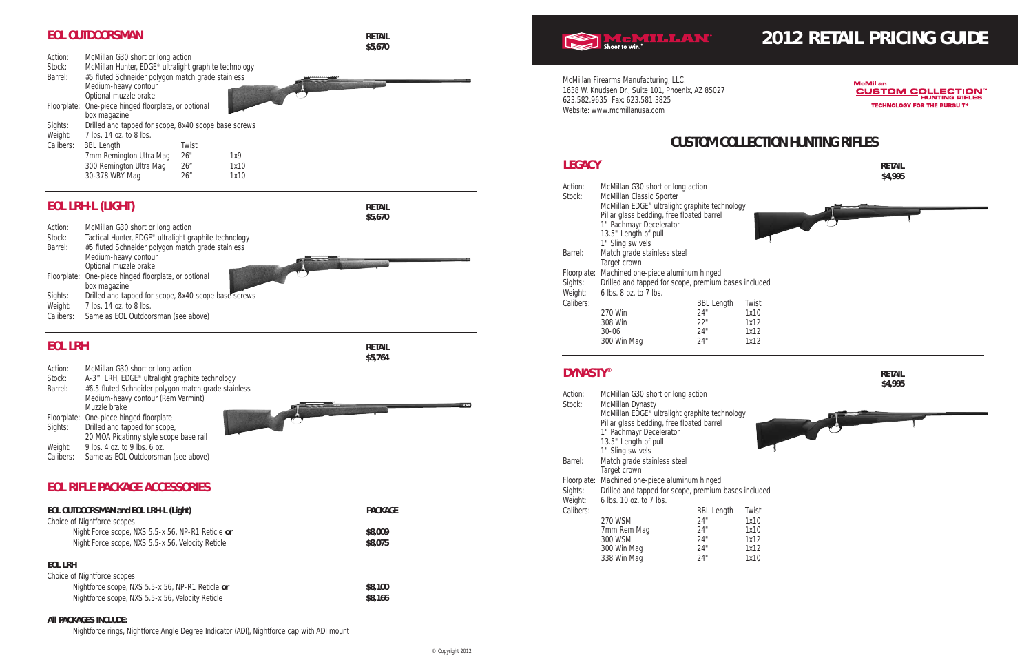# 2012 RETAIL PRICING GUIDE

McMillan Firearms Manufacturing, LLC.
1638 W. Knudsen Dr., Suite 101, Phoenix, AZ 85027
623.582.9635 Fax: 623.581.3825
Website: www.mcmillanusa.com

McMillan CUSTOM COLLECTION™ HUNTING RIFLES
TECHNOLOGY FOR THE PURSUIT®

## EOL OUTDOORSMAN

**RETAIL $5,670**

Action: McMillan G30 short or long action
Stock: McMillan Hunter, EDGE® ultralight graphite technology
Barrel: #5 fluted Schneider polygon match grade stainless
Medium-heavy contour
Optional muzzle brake
Floorplate: One-piece hinged floorplate, or optional box magazine
Sights: Drilled and tapped for scope, 8x40 scope base screws
Weight: 7 lbs. 14 oz. to 8 lbs.

| Calibers: | BBL Length | Twist |
|---|---|---|
| 7mm Remington Ultra Mag | 26" | 1x9 |
| 300 Remington Ultra Mag | 26" | 1x10 |
| 30-378 WBY Mag | 26" | 1x10 |

## EOL LRH-L (LIGHT)

**RETAIL $5,670**

Action: McMillan G30 short or long action
Stock: Tactical Hunter, EDGE® ultralight graphite technology
Barrel: #5 fluted Schneider polygon match grade stainless
Medium-heavy contour
Optional muzzle brake
Floorplate: One-piece hinged floorplate, or optional box magazine
Sights: Drilled and tapped for scope, 8x40 scope base screws
Weight: 7 lbs. 14 oz. to 8 lbs.
Calibers: Same as EOL Outdoorsman (see above)

## EOL LRH

**RETAIL $5,764**

Action: McMillan G30 short or long action
Stock: A-3™ LRH, EDGE® ultralight graphite technology
Barrel: #6.5 fluted Schneider polygon match grade stainless
Medium-heavy contour (Rem Varmint)
Muzzle brake
Floorplate: One-piece hinged floorplate
Sights: Drilled and tapped for scope, 20 MOA Picatinny style scope base rail
Weight: 9 lbs. 4 oz. to 9 lbs. 6 oz.
Calibers: Same as EOL Outdoorsman (see above)

## EOL RIFLE PACKAGE ACCESSORIES

| EOL OUTDOORSMAN and EOL LRH-L (Light) | PACKAGE |
|---|---|
| Choice of Nightforce scopes | |
| Night Force scope, NXS 5.5-x 56, NP-R1 Reticle **or** | **$8,009** |
| Night Force scope, NXS 5.5-x 56, Velocity Reticle | **$8,075** |

**EOL LRH**

| Choice of Nightforce scopes | |
|---|---|
| Nightforce scope, NXS 5.5-x 56, NP-R1 Reticle **or** | **$8,100** |
| Nightforce scope, NXS 5.5-x 56, Velocity Reticle | **$8,166** |

**All PACKAGES INCLUDE:**
Nightforce rings, Nightforce Angle Degree Indicator (ADI), Nightforce cap with ADI mount

# CUSTOM COLLECTION HUNTING RIFLES

## LEGACY

**RETAIL $4,995**

Action: McMillan G30 short or long action
Stock: McMillan Classic Sporter
McMillan EDGE® ultralight graphite technology
Pillar glass bedding, free floated barrel
1" Pachmayr Decelerator
13.5" Length of pull
1" Sling swivels
Barrel: Match grade stainless steel
Target crown
Floorplate: Machined one-piece aluminum hinged
Sights: Drilled and tapped for scope, premium bases included
Weight: 6 lbs. 8 oz. to 7 lbs.

| Calibers: | BBL Length | Twist |
|---|---|---|
| 270 Win | 24" | 1x10 |
| 308 Win | 22" | 1x12 |
| 30-06 | 24" | 1x12 |
| 300 Win Mag | 24" | 1x12 |

## DYNASTY®

**RETAIL $4,995**

Action: McMillan G30 short or long action
Stock: McMillan Dynasty
McMillan EDGE® ultralight graphite technology
Pillar glass bedding, free floated barrel
1" Pachmayr Decelerator
13.5" Length of pull
1" Sling swivels
Barrel: Match grade stainless steel
Target crown
Floorplate: Machined one-piece aluminum hinged
Sights: Drilled and tapped for scope, premium bases included
Weight: 6 lbs. 10 oz. to 7 lbs.

| Calibers: | BBL Length | Twist |
|---|---|---|
| 270 WSM | 24" | 1x10 |
| 7mm Rem Mag | 24" | 1x10 |
| 300 WSM | 24" | 1x12 |
| 300 Win Mag | 24" | 1x12 |
| 338 Win Mag | 24" | 1x10 |

© Copyright 2012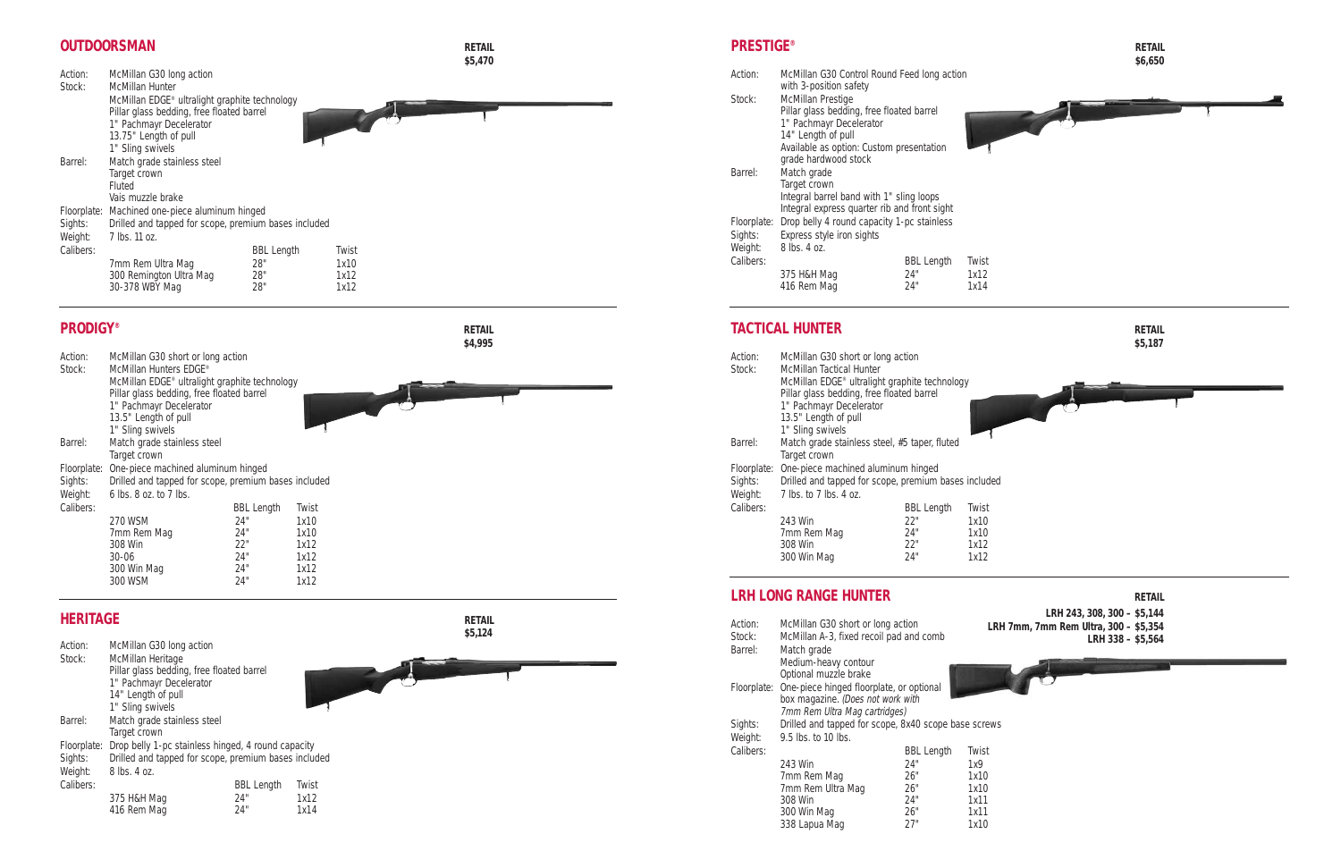## OUTDOORSMAN

**RETAIL**
**$5,470**

Action: McMillan G30 long action

Stock: McMillan Hunter
McMillan EDGE® ultralight graphite technology
Pillar glass bedding, free floated barrel
1" Pachmayr Decelerator
13.75" Length of pull
1" Sling swivels

Barrel: Match grade stainless steel
Target crown
Fluted
Vais muzzle brake

Floorplate: Machined one-piece aluminum hinged

Sights: Drilled and tapped for scope, premium bases included

Weight: 7 lbs. 11 oz.

Calibers:

| | BBL Length | Twist |
|---|---|---|
| 7mm Rem Ultra Mag | 28" | 1x10 |
| 300 Remington Ultra Mag | 28" | 1x12 |
| 30-378 WBY Mag | 28" | 1x12 |

## PRODIGY®

**RETAIL**
**$4,995**

Action: McMillan G30 short or long action

Stock: McMillan Hunters EDGE®
McMillan EDGE® ultralight graphite technology
Pillar glass bedding, free floated barrel
1" Pachmayr Decelerator
13.5" Length of pull
1" Sling swivels

Barrel: Match grade stainless steel
Target crown

Floorplate: One-piece machined aluminum hinged

Sights: Drilled and tapped for scope, premium bases included

Weight: 6 lbs. 8 oz. to 7 lbs.

Calibers:

| | BBL Length | Twist |
|---|---|---|
| 270 WSM | 24" | 1x10 |
| 7mm Rem Mag | 24" | 1x10 |
| 308 Win | 22" | 1x12 |
| 30-06 | 24" | 1x12 |
| 300 Win Mag | 24" | 1x12 |
| 300 WSM | 24" | 1x12 |

## HERITAGE

**RETAIL**
**$5,124**

Action: McMillan G30 long action

Stock: McMillan Heritage
Pillar glass bedding, free floated barrel
1" Pachmayr Decelerator
14" Length of pull
1" Sling swivels

Barrel: Match grade stainless steel
Target crown

Floorplate: Drop belly 1-pc stainless hinged, 4 round capacity

Sights: Drilled and tapped for scope, premium bases included

Weight: 8 lbs. 4 oz.

Calibers:

| | BBL Length | Twist |
|---|---|---|
| 375 H&H Mag | 24" | 1x12 |
| 416 Rem Mag | 24" | 1x14 |

## PRESTIGE®

**RETAIL**
**$6,650**

Action: McMillan G30 Control Round Feed long action
with 3-position safety

Stock: McMillan Prestige
Pillar glass bedding, free floated barrel
1" Pachmayr Decelerator
14" Length of pull
Available as option: Custom presentation grade hardwood stock

Barrel: Match grade
Target crown
Integral barrel band with 1" sling loops
Integral express quarter rib and front sight

Floorplate: Drop belly 4 round capacity 1-pc stainless

Sights: Express style iron sights

Weight: 8 lbs. 4 oz.

Calibers:

| | BBL Length | Twist |
|---|---|---|
| 375 H&H Mag | 24" | 1x12 |
| 416 Rem Mag | 24" | 1x14 |

## TACTICAL HUNTER

**RETAIL**
**$5,187**

Action: McMillan G30 short or long action

Stock: McMillan Tactical Hunter
McMillan EDGE® ultralight graphite technology
Pillar glass bedding, free floated barrel
1" Pachmayr Decelerator
13.5" Length of pull
1" Sling swivels

Barrel: Match grade stainless steel, #5 taper, fluted
Target crown

Floorplate: One-piece machined aluminum hinged

Sights: Drilled and tapped for scope, premium bases included

Weight: 7 lbs. to 7 lbs. 4 oz.

Calibers:

| | BBL Length | Twist |
|---|---|---|
| 243 Win | 22" | 1x10 |
| 7mm Rem Mag | 24" | 1x10 |
| 308 Win | 22" | 1x12 |
| 300 Win Mag | 24" | 1x12 |

## LRH LONG RANGE HUNTER

**RETAIL**
**LRH 243, 308, 300 – $5,144**
**LRH 7mm, 7mm Rem Ultra, 300 – $5,354**
**LRH 338 – $5,564**

Action: McMillan G30 short or long action

Stock: McMillan A-3, fixed recoil pad and comb

Barrel: Match grade
Medium-heavy contour
Optional muzzle brake

Floorplate: One-piece hinged floorplate, or optional box magazine. *(Does not work with 7mm Rem Ultra Mag cartridges)*

Sights: Drilled and tapped for scope, 8x40 scope base screws

Weight: 9.5 lbs. to 10 lbs.

Calibers:

| | BBL Length | Twist |
|---|---|---|
| 243 Win | 24" | 1x9 |
| 7mm Rem Mag | 26" | 1x10 |
| 7mm Rem Ultra Mag | 26" | 1x10 |
| 308 Win | 24" | 1x11 |
| 300 Win Mag | 26" | 1x11 |
| 338 Lapua Mag | 27" | 1x10 |